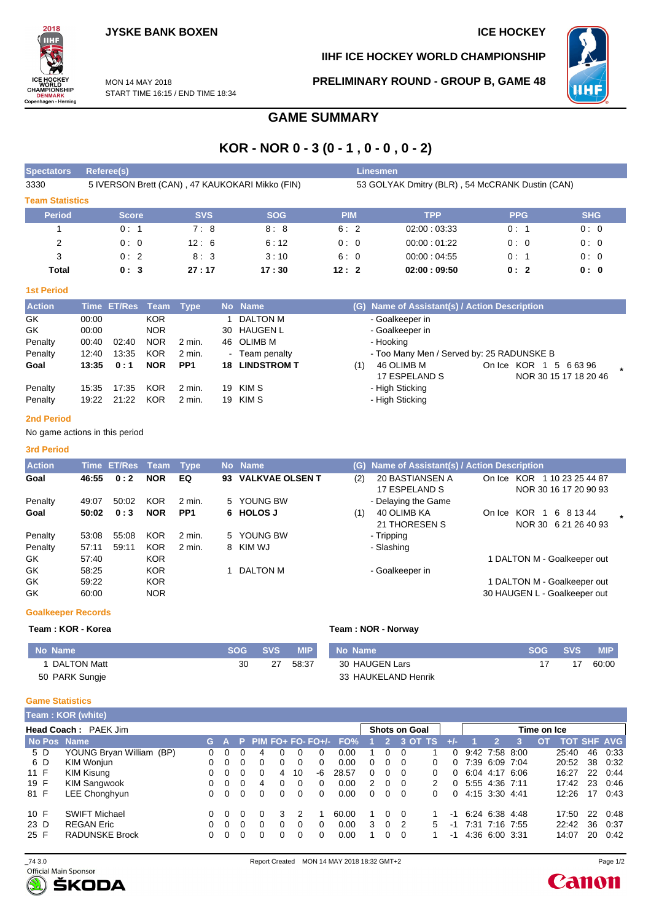JYSKE BANK BOXEN

ICE HOCKEY

IIHF ICE HOCKEY WORLD CHAMPIONSHIP

MON 14 MAY 2018
START TIME 16:15 / END TIME 18:34

PRELIMINARY ROUND - GROUP B, GAME 48

# GAME SUMMARY

## KOR - NOR 0 - 3 (0 - 1 , 0 - 0 , 0 - 2)

| Spectators | Referee(s) | Linesmen |
|---|---|---|
| 3330 | 5 IVERSON Brett (CAN) , 47 KAUKOKARI Mikko (FIN) | 53 GOLYAK Dmitry (BLR) , 54 McCRANK Dustin (CAN) |

### Team Statistics

| Period | Score | SVS | SOG | PIM | TPP | PPG | SHG |
|---|---|---|---|---|---|---|---|
| 1 | 0 : 1 | 7 : 8 | 8 : 8 | 6 : 2 | 02:00 : 03:33 | 0 : 1 | 0 : 0 |
| 2 | 0 : 0 | 12 : 6 | 6 : 12 | 0 : 0 | 00:00 : 01:22 | 0 : 0 | 0 : 0 |
| 3 | 0 : 2 | 8 : 3 | 3 : 10 | 6 : 0 | 00:00 : 04:55 | 0 : 1 | 0 : 0 |
| **Total** | **0 : 3** | **27 : 17** | **17 : 30** | **12 : 2** | **02:00 : 09:50** | **0 : 2** | **0 : 0** |

### 1st Period

| Action | Time | ET/Res | Team | Type | No | Name | (G) | Name of Assistant(s) / Action Description | |
|---|---|---|---|---|---|---|---|---|---|
| GK | 00:00 | | KOR | | 1 | DALTON M | | - Goalkeeper in | |
| GK | 00:00 | | NOR | | 30 | HAUGEN L | | - Goalkeeper in | |
| Penalty | 00:40 | 02:40 | NOR | 2 min. | 46 | OLIMB M | | - Hooking | |
| Penalty | 12:40 | 13:35 | KOR | 2 min. | - | Team penalty | | - Too Many Men / Served by: 25 RADUNSKE B | |
| **Goal** | **13:35** | **0 : 1** | **NOR** | **PP1** | **18** | **LINDSTROM T** | (1) | 46 OLIMB M<br>17 ESPELAND S | On Ice KOR 1 5 6 63 96<br>NOR 30 15 17 18 20 46 * |
| Penalty | 15:35 | 17:35 | KOR | 2 min. | 19 | KIM S | | - High Sticking | |
| Penalty | 19:22 | 21:22 | KOR | 2 min. | 19 | KIM S | | - High Sticking | |

### 2nd Period

No game actions in this period

### 3rd Period

| Action | Time | ET/Res | Team | Type | No | Name | (G) | Name of Assistant(s) / Action Description | |
|---|---|---|---|---|---|---|---|---|---|
| **Goal** | **46:55** | **0 : 2** | **NOR** | **EQ** | **93** | **VALKVAE OLSEN T** | (2) | 20 BASTIANSEN A<br>17 ESPELAND S | On Ice KOR 1 10 23 25 44 87<br>NOR 30 16 17 20 90 93 |
| Penalty | 49:07 | 50:02 | KOR | 2 min. | 5 | YOUNG BW | | - Delaying the Game | |
| **Goal** | **50:02** | **0 : 3** | **NOR** | **PP1** | **6** | **HOLOS J** | (1) | 40 OLIMB KA<br>21 THORESEN S | On Ice KOR 1 6 8 13 44<br>NOR 30 6 21 26 40 93 * |
| Penalty | 53:08 | 55:08 | KOR | 2 min. | 5 | YOUNG BW | | - Tripping | |
| Penalty | 57:11 | 59:11 | KOR | 2 min. | 8 | KIM WJ | | - Slashing | |
| GK | 57:40 | | KOR | | | | | | 1 DALTON M - Goalkeeper out |
| GK | 58:25 | | KOR | | 1 | DALTON M | | - Goalkeeper in | |
| GK | 59:22 | | KOR | | | | | | 1 DALTON M - Goalkeeper out |
| GK | 60:00 | | NOR | | | | | | 30 HAUGEN L - Goalkeeper out |

### Goalkeeper Records

**Team : KOR - Korea**

| No | Name | SOG | SVS | MIP |
|---|---|---|---|---|
| 1 | DALTON Matt | 30 | 27 | 58:37 |
| 50 | PARK Sungje | | | |

**Team : NOR - Norway**

| No | Name | SOG | SVS | MIP |
|---|---|---|---|---|
| 30 | HAUGEN Lars | 17 | 17 | 60:00 |
| 33 | HAUKELAND Henrik | | | |

### Game Statistics

**Team : KOR (white)**

**Head Coach :** PAEK Jim

| No | Pos | Name | G | A | P | PIM | FO+ | FO- | FO+/- | FO% | SOG 1 | SOG 2 | SOG 3 | SOG OT | SOG TS | +/- | TOI 1 | TOI 2 | TOI 3 | TOI OT | TOT | SHF | AVG |
|---|---|---|---|---|---|---|---|---|---|---|---|---|---|---|---|---|---|---|---|---|---|---|---|
| 5 | D | YOUNG Bryan William (BP) | 0 | 0 | 0 | 4 | 0 | 0 | 0 | 0.00 | 1 | 0 | 0 | | 1 | 0 | 9:42 | 7:58 | 8:00 | | 25:40 | 46 | 0:33 |
| 6 | D | KIM Wonjun | 0 | 0 | 0 | 0 | 0 | 0 | 0 | 0.00 | 0 | 0 | 0 | | 0 | 0 | 7:39 | 6:09 | 7:04 | | 20:52 | 38 | 0:32 |
| 11 | F | KIM Kisung | 0 | 0 | 0 | 0 | 4 | 10 | -6 | 28.57 | 0 | 0 | 0 | | 0 | 0 | 6:04 | 4:17 | 6:06 | | 16:27 | 22 | 0:44 |
| 19 | F | KIM Sangwook | 0 | 0 | 0 | 4 | 0 | 0 | 0 | 0.00 | 2 | 0 | 0 | | 2 | 0 | 5:55 | 4:36 | 7:11 | | 17:42 | 23 | 0:46 |
| 81 | F | LEE Chonghyun | 0 | 0 | 0 | 0 | 0 | 0 | 0 | 0.00 | 0 | 0 | 0 | | 0 | 0 | 4:15 | 3:30 | 4:41 | | 12:26 | 17 | 0:43 |
| 10 | F | SWIFT Michael | 0 | 0 | 0 | 0 | 3 | 2 | 1 | 60.00 | 1 | 0 | 0 | | 1 | -1 | 6:24 | 6:38 | 4:48 | | 17:50 | 22 | 0:48 |
| 23 | D | REGAN Eric | 0 | 0 | 0 | 0 | 0 | 0 | 0 | 0.00 | 3 | 0 | 2 | | 5 | -1 | 7:31 | 7:16 | 7:55 | | 22:42 | 36 | 0:37 |
| 25 | F | RADUNSKE Brock | 0 | 0 | 0 | 0 | 0 | 0 | 0 | 0.00 | 1 | 0 | 0 | | 1 | -1 | 4:36 | 6:00 | 3:31 | | 14:07 | 20 | 0:42 |

_74 3.0 Report Created MON 14 MAY 2018 18:32 GMT+2

Official Main Sponsor ŠKODA

Canon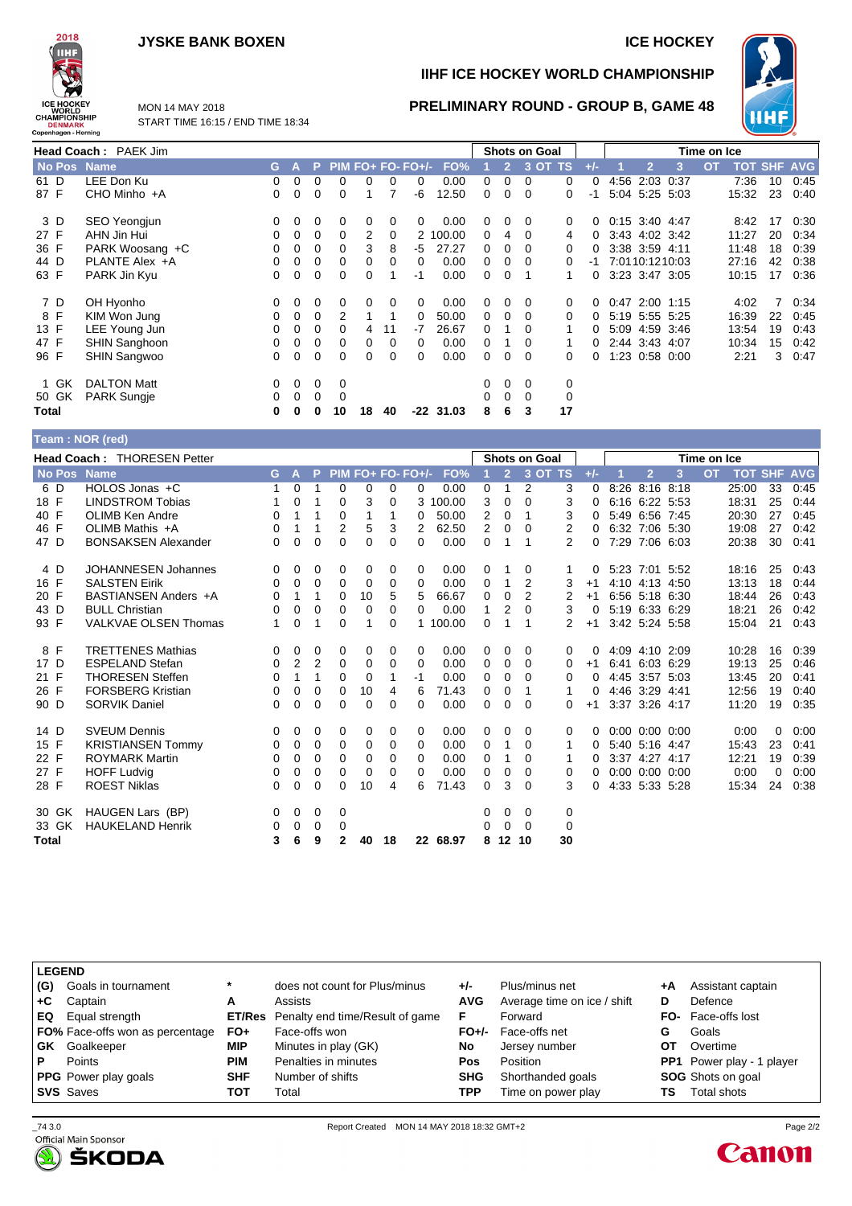JYSKE BANK BOXEN

ICE HOCKEY

# IIHF ICE HOCKEY WORLD CHAMPIONSHIP

MON 14 MAY 2018
START TIME 16:15 / END TIME 18:34

## PRELIMINARY ROUND - GROUP B, GAME 48

**Head Coach :** PAEK Jim

| No | Pos | Name | G | A | P | PIM | FO+ | FO- | FO+/- | FO% | SOG 1 | SOG 2 | SOG 3 | SOG OT | SOG TS | +/- | TOI 1 | TOI 2 | TOI 3 | TOI OT | TOT | SHF | AVG |
|---|---|---|---|---|---|---|---|---|---|---|---|---|---|---|---|---|---|---|---|---|---|---|---|
| 61 | D | LEE Don Ku | 0 | 0 | 0 | 0 | 0 | 0 | 0 | 0.00 | 0 | 0 | 0 | | 0 | 0 | 4:56 | 2:03 | 0:37 | | 7:36 | 10 | 0:45 |
| 87 | F | CHO Minho +A | 0 | 0 | 0 | 0 | 1 | 7 | -6 | 12.50 | 0 | 0 | 0 | | 0 | -1 | 5:04 | 5:25 | 5:03 | | 15:32 | 23 | 0:40 |
| 3 | D | SEO Yeongjun | 0 | 0 | 0 | 0 | 0 | 0 | 0 | 0.00 | 0 | 0 | 0 | | 0 | 0 | 0:15 | 3:40 | 4:47 | | 8:42 | 17 | 0:30 |
| 27 | F | AHN Jin Hui | 0 | 0 | 0 | 0 | 2 | 0 | 2 | 100.00 | 0 | 4 | 0 | | 4 | 0 | 3:43 | 4:02 | 3:42 | | 11:27 | 20 | 0:34 |
| 36 | F | PARK Woosang +C | 0 | 0 | 0 | 0 | 3 | 8 | -5 | 27.27 | 0 | 0 | 0 | | 0 | 0 | 3:38 | 3:59 | 4:11 | | 11:48 | 18 | 0:39 |
| 44 | D | PLANTE Alex +A | 0 | 0 | 0 | 0 | 0 | 0 | 0 | 0.00 | 0 | 0 | 0 | | 0 | -1 | 7:01 | 10:12 | 10:03 | | 27:16 | 42 | 0:38 |
| 63 | F | PARK Jin Kyu | 0 | 0 | 0 | 0 | 0 | 1 | -1 | 0.00 | 0 | 0 | 1 | | 1 | 0 | 3:23 | 3:47 | 3:05 | | 10:15 | 17 | 0:36 |
| 7 | D | OH Hyonho | 0 | 0 | 0 | 0 | 0 | 0 | 0 | 0.00 | 0 | 0 | 0 | | 0 | 0 | 0:47 | 2:00 | 1:15 | | 4:02 | 7 | 0:34 |
| 8 | F | KIM Won Jung | 0 | 0 | 0 | 2 | 1 | 1 | 0 | 50.00 | 0 | 0 | 0 | | 0 | 0 | 5:19 | 5:55 | 5:25 | | 16:39 | 22 | 0:45 |
| 13 | F | LEE Young Jun | 0 | 0 | 0 | 0 | 4 | 11 | -7 | 26.67 | 0 | 1 | 0 | | 1 | 0 | 5:09 | 4:59 | 3:46 | | 13:54 | 19 | 0:43 |
| 47 | F | SHIN Sanghoon | 0 | 0 | 0 | 0 | 0 | 0 | 0 | 0.00 | 0 | 1 | 0 | | 1 | 0 | 2:44 | 3:43 | 4:07 | | 10:34 | 15 | 0:42 |
| 96 | F | SHIN Sangwoo | 0 | 0 | 0 | 0 | 0 | 0 | 0 | 0.00 | 0 | 0 | 0 | | 0 | 0 | 1:23 | 0:58 | 0:00 | | 2:21 | 3 | 0:47 |
| 1 | GK | DALTON Matt | 0 | 0 | 0 | 0 | | | | | 0 | 0 | 0 | | 0 | | | | | | | | |
| 50 | GK | PARK Sungje | 0 | 0 | 0 | 0 | | | | | 0 | 0 | 0 | | 0 | | | | | | | | |
| **Total** | | | **0** | **0** | **0** | **10** | **18** | **40** | **-22** | **31.03** | **8** | **6** | **3** | | **17** | | | | | | | | |

**Team : NOR (red)**

**Head Coach :** THORESEN Petter

| No | Pos | Name | G | A | P | PIM | FO+ | FO- | FO+/- | FO% | SOG 1 | SOG 2 | SOG 3 | SOG OT | SOG TS | +/- | TOI 1 | TOI 2 | TOI 3 | TOI OT | TOT | SHF | AVG |
|---|---|---|---|---|---|---|---|---|---|---|---|---|---|---|---|---|---|---|---|---|---|---|---|
| 6 | D | HOLOS Jonas +C | 1 | 0 | 1 | 0 | 0 | 0 | 0 | 0.00 | 0 | 1 | 2 | | 3 | 0 | 8:26 | 8:16 | 8:18 | | 25:00 | 33 | 0:45 |
| 18 | F | LINDSTROM Tobias | 1 | 0 | 1 | 0 | 3 | 0 | 3 | 100.00 | 3 | 0 | 0 | | 3 | 0 | 6:16 | 6:22 | 5:53 | | 18:31 | 25 | 0:44 |
| 40 | F | OLIMB Ken Andre | 0 | 1 | 1 | 0 | 1 | 1 | 0 | 50.00 | 2 | 0 | 1 | | 3 | 0 | 5:49 | 6:56 | 7:45 | | 20:30 | 27 | 0:45 |
| 46 | F | OLIMB Mathis +A | 0 | 1 | 1 | 2 | 5 | 3 | 2 | 62.50 | 2 | 0 | 0 | | 2 | 0 | 6:32 | 7:06 | 5:30 | | 19:08 | 27 | 0:42 |
| 47 | D | BONSAKSEN Alexander | 0 | 0 | 0 | 0 | 0 | 0 | 0 | 0.00 | 0 | 1 | 1 | | 2 | 0 | 7:29 | 7:06 | 6:03 | | 20:38 | 30 | 0:41 |
| 4 | D | JOHANNESEN Johannes | 0 | 0 | 0 | 0 | 0 | 0 | 0 | 0.00 | 0 | 1 | 0 | | 1 | 0 | 5:23 | 7:01 | 5:52 | | 18:16 | 25 | 0:43 |
| 16 | F | SALSTEN Eirik | 0 | 0 | 0 | 0 | 0 | 0 | 0 | 0.00 | 0 | 1 | 2 | | 3 | +1 | 4:10 | 4:13 | 4:50 | | 13:13 | 18 | 0:44 |
| 20 | F | BASTIANSEN Anders +A | 0 | 1 | 1 | 0 | 10 | 5 | 5 | 66.67 | 0 | 0 | 2 | | 2 | +1 | 6:56 | 5:18 | 6:30 | | 18:44 | 26 | 0:43 |
| 43 | D | BULL Christian | 0 | 0 | 0 | 0 | 0 | 0 | 0 | 0.00 | 1 | 2 | 0 | | 3 | 0 | 5:19 | 6:33 | 6:29 | | 18:21 | 26 | 0:42 |
| 93 | F | VALKVAE OLSEN Thomas | 1 | 0 | 1 | 0 | 1 | 0 | 1 | 100.00 | 0 | 1 | 1 | | 2 | +1 | 3:42 | 5:24 | 5:58 | | 15:04 | 21 | 0:43 |
| 8 | F | TRETTENES Mathias | 0 | 0 | 0 | 0 | 0 | 0 | 0 | 0.00 | 0 | 0 | 0 | | 0 | 0 | 4:09 | 4:10 | 2:09 | | 10:28 | 16 | 0:39 |
| 17 | D | ESPELAND Stefan | 0 | 2 | 2 | 0 | 0 | 0 | 0 | 0.00 | 0 | 0 | 0 | | 0 | +1 | 6:41 | 6:03 | 6:29 | | 19:13 | 25 | 0:46 |
| 21 | F | THORESEN Steffen | 0 | 1 | 1 | 0 | 0 | 1 | -1 | 0.00 | 0 | 0 | 0 | | 0 | 0 | 4:45 | 3:57 | 5:03 | | 13:45 | 20 | 0:41 |
| 26 | F | FORSBERG Kristian | 0 | 0 | 0 | 0 | 10 | 4 | 6 | 71.43 | 0 | 0 | 1 | | 1 | 0 | 4:46 | 3:29 | 4:41 | | 12:56 | 19 | 0:40 |
| 90 | D | SORVIK Daniel | 0 | 0 | 0 | 0 | 0 | 0 | 0 | 0.00 | 0 | 0 | 0 | | 0 | +1 | 3:37 | 3:26 | 4:17 | | 11:20 | 19 | 0:35 |
| 14 | D | SVEUM Dennis | 0 | 0 | 0 | 0 | 0 | 0 | 0 | 0.00 | 0 | 0 | 0 | | 0 | 0 | 0:00 | 0:00 | 0:00 | | 0:00 | 0 | 0:00 |
| 15 | F | KRISTIANSEN Tommy | 0 | 0 | 0 | 0 | 0 | 0 | 0 | 0.00 | 0 | 1 | 0 | | 1 | 0 | 5:40 | 5:16 | 4:47 | | 15:43 | 23 | 0:41 |
| 22 | F | ROYMARK Martin | 0 | 0 | 0 | 0 | 0 | 0 | 0 | 0.00 | 0 | 1 | 0 | | 1 | 0 | 3:37 | 4:27 | 4:17 | | 12:21 | 19 | 0:39 |
| 27 | F | HOFF Ludvig | 0 | 0 | 0 | 0 | 0 | 0 | 0 | 0.00 | 0 | 0 | 0 | | 0 | 0 | 0:00 | 0:00 | 0:00 | | 0:00 | 0 | 0:00 |
| 28 | F | ROEST Niklas | 0 | 0 | 0 | 0 | 10 | 4 | 6 | 71.43 | 0 | 3 | 0 | | 3 | 0 | 4:33 | 5:33 | 5:28 | | 15:34 | 24 | 0:38 |
| 30 | GK | HAUGEN Lars (BP) | 0 | 0 | 0 | 0 | | | | | 0 | 0 | 0 | | 0 | | | | | | | | |
| 33 | GK | HAUKELAND Henrik | 0 | 0 | 0 | 0 | | | | | 0 | 0 | 0 | | 0 | | | | | | | | |
| **Total** | | | **3** | **6** | **9** | **2** | **40** | **18** | **22** | **68.97** | **8** | **12** | **10** | | **30** | | | | | | | | |

**LEGEND**

| | | | | | | | |
|---|---|---|---|---|---|---|---|
| (G) | Goals in tournament | * | does not count for Plus/minus | +/- | Plus/minus net | +A | Assistant captain |
| +C | Captain | A | Assists | AVG | Average time on ice / shift | D | Defence |
| EQ | Equal strength | ET/Res | Penalty end time/Result of game | F | Forward | FO- | Face-offs lost |
| FO% | Face-offs won as percentage | FO+ | Face-offs won | FO+/- | Face-offs net | G | Goals |
| GK | Goalkeeper | MIP | Minutes in play (GK) | No | Jersey number | OT | Overtime |
| P | Points | PIM | Penalties in minutes | Pos | Position | PP1 | Power play - 1 player |
| PPG | Power play goals | SHF | Number of shifts | SHG | Shorthanded goals | SOG | Shots on goal |
| SVS | Saves | TOT | Total | TPP | Time on power play | TS | Total shots |

_74 3.0

Report Created MON 14 MAY 2018 18:32 GMT+2